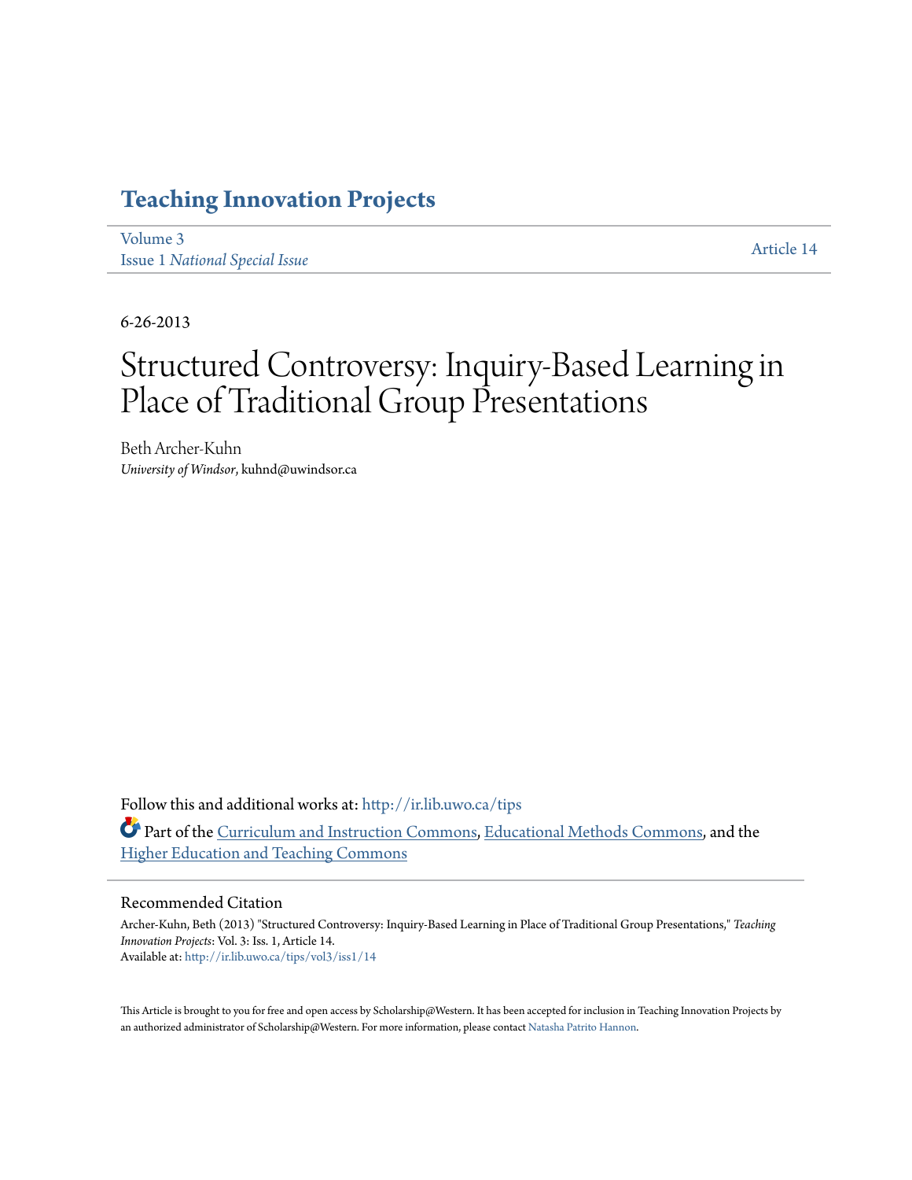# Teaching Innovation Projects

Volume 3
Issue 1 *National Special Issue*

Article 14

6-26-2013

# Structured Controversy: Inquiry-Based Learning in Place of Traditional Group Presentations

Beth Archer-Kuhn
*University of Windsor*, kuhnd@uwindsor.ca

Follow this and additional works at: http://ir.lib.uwo.ca/tips

Part of the Curriculum and Instruction Commons, Educational Methods Commons, and the Higher Education and Teaching Commons

## Recommended Citation

Archer-Kuhn, Beth (2013) "Structured Controversy: Inquiry-Based Learning in Place of Traditional Group Presentations," *Teaching Innovation Projects*: Vol. 3: Iss. 1, Article 14.
Available at: http://ir.lib.uwo.ca/tips/vol3/iss1/14

This Article is brought to you for free and open access by Scholarship@Western. It has been accepted for inclusion in Teaching Innovation Projects by an authorized administrator of Scholarship@Western. For more information, please contact Natasha Patrito Hannon.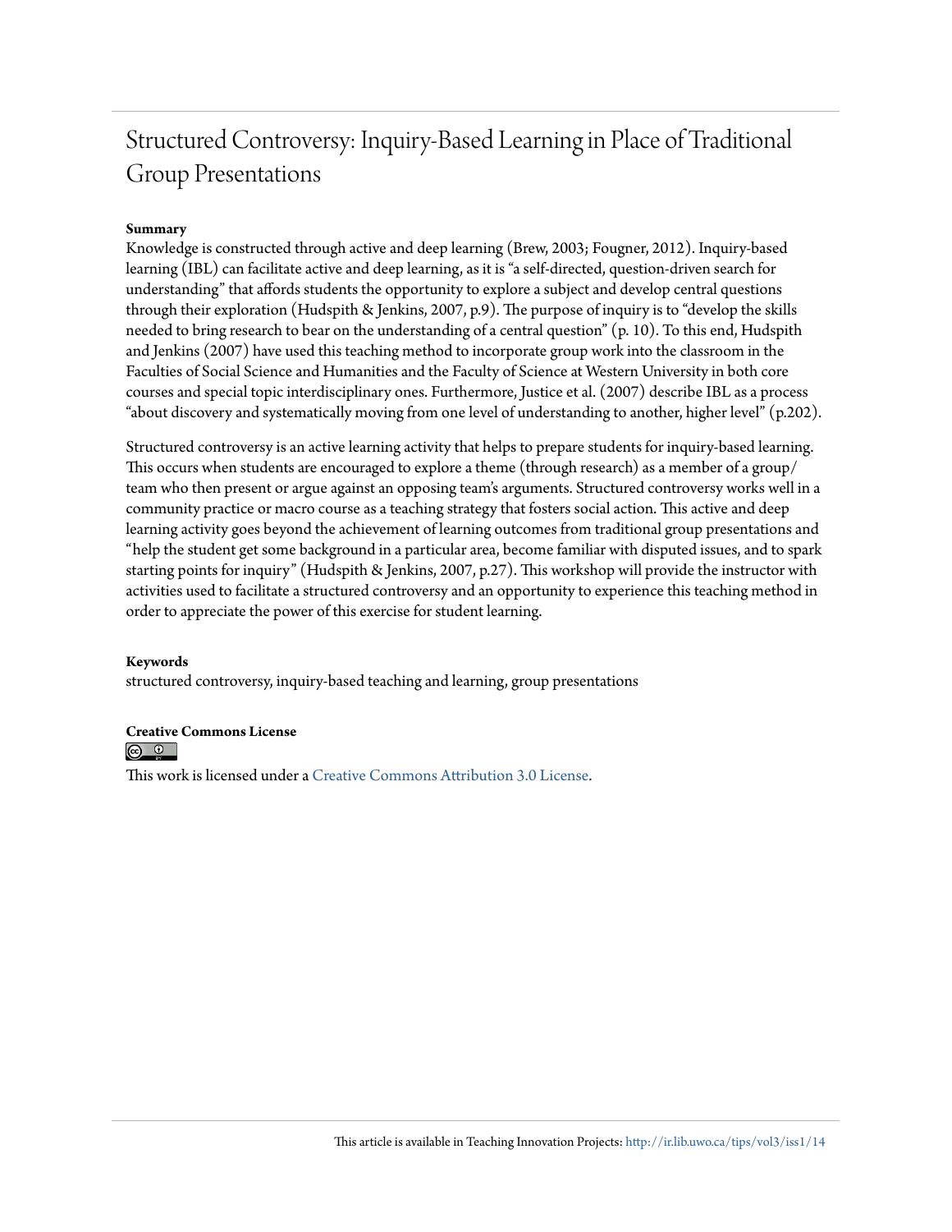# Structured Controversy: Inquiry-Based Learning in Place of Traditional Group Presentations

**Summary**

Knowledge is constructed through active and deep learning (Brew, 2003; Fougner, 2012). Inquiry-based learning (IBL) can facilitate active and deep learning, as it is "a self-directed, question-driven search for understanding" that affords students the opportunity to explore a subject and develop central questions through their exploration (Hudspith & Jenkins, 2007, p.9). The purpose of inquiry is to "develop the skills needed to bring research to bear on the understanding of a central question" (p. 10). To this end, Hudspith and Jenkins (2007) have used this teaching method to incorporate group work into the classroom in the Faculties of Social Science and Humanities and the Faculty of Science at Western University in both core courses and special topic interdisciplinary ones. Furthermore, Justice et al. (2007) describe IBL as a process "about discovery and systematically moving from one level of understanding to another, higher level" (p.202).

Structured controversy is an active learning activity that helps to prepare students for inquiry-based learning. This occurs when students are encouraged to explore a theme (through research) as a member of a group/team who then present or argue against an opposing team's arguments. Structured controversy works well in a community practice or macro course as a teaching strategy that fosters social action. This active and deep learning activity goes beyond the achievement of learning outcomes from traditional group presentations and "help the student get some background in a particular area, become familiar with disputed issues, and to spark starting points for inquiry" (Hudspith & Jenkins, 2007, p.27). This workshop will provide the instructor with activities used to facilitate a structured controversy and an opportunity to experience this teaching method in order to appreciate the power of this exercise for student learning.

**Keywords**

structured controversy, inquiry-based teaching and learning, group presentations

**Creative Commons License**

This work is licensed under a Creative Commons Attribution 3.0 License.

This article is available in Teaching Innovation Projects: http://ir.lib.uwo.ca/tips/vol3/iss1/14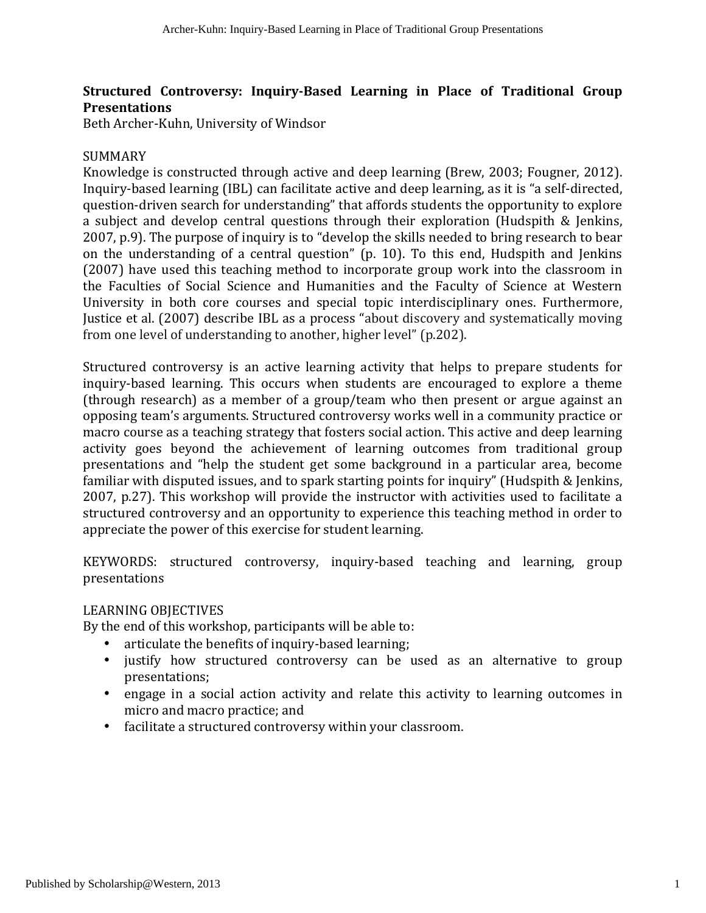**Structured Controversy: Inquiry-Based Learning in Place of Traditional Group Presentations**

Beth Archer-Kuhn, University of Windsor

SUMMARY

Knowledge is constructed through active and deep learning (Brew, 2003; Fougner, 2012). Inquiry-based learning (IBL) can facilitate active and deep learning, as it is "a self-directed, question-driven search for understanding" that affords students the opportunity to explore a subject and develop central questions through their exploration (Hudspith & Jenkins, 2007, p.9). The purpose of inquiry is to "develop the skills needed to bring research to bear on the understanding of a central question" (p. 10). To this end, Hudspith and Jenkins (2007) have used this teaching method to incorporate group work into the classroom in the Faculties of Social Science and Humanities and the Faculty of Science at Western University in both core courses and special topic interdisciplinary ones. Furthermore, Justice et al. (2007) describe IBL as a process "about discovery and systematically moving from one level of understanding to another, higher level" (p.202).

Structured controversy is an active learning activity that helps to prepare students for inquiry-based learning. This occurs when students are encouraged to explore a theme (through research) as a member of a group/team who then present or argue against an opposing team's arguments. Structured controversy works well in a community practice or macro course as a teaching strategy that fosters social action. This active and deep learning activity goes beyond the achievement of learning outcomes from traditional group presentations and "help the student get some background in a particular area, become familiar with disputed issues, and to spark starting points for inquiry" (Hudspith & Jenkins, 2007, p.27). This workshop will provide the instructor with activities used to facilitate a structured controversy and an opportunity to experience this teaching method in order to appreciate the power of this exercise for student learning.

KEYWORDS: structured controversy, inquiry-based teaching and learning, group presentations

LEARNING OBJECTIVES

By the end of this workshop, participants will be able to:

- articulate the benefits of inquiry-based learning;
- justify how structured controversy can be used as an alternative to group presentations;
- engage in a social action activity and relate this activity to learning outcomes in micro and macro practice; and
- facilitate a structured controversy within your classroom.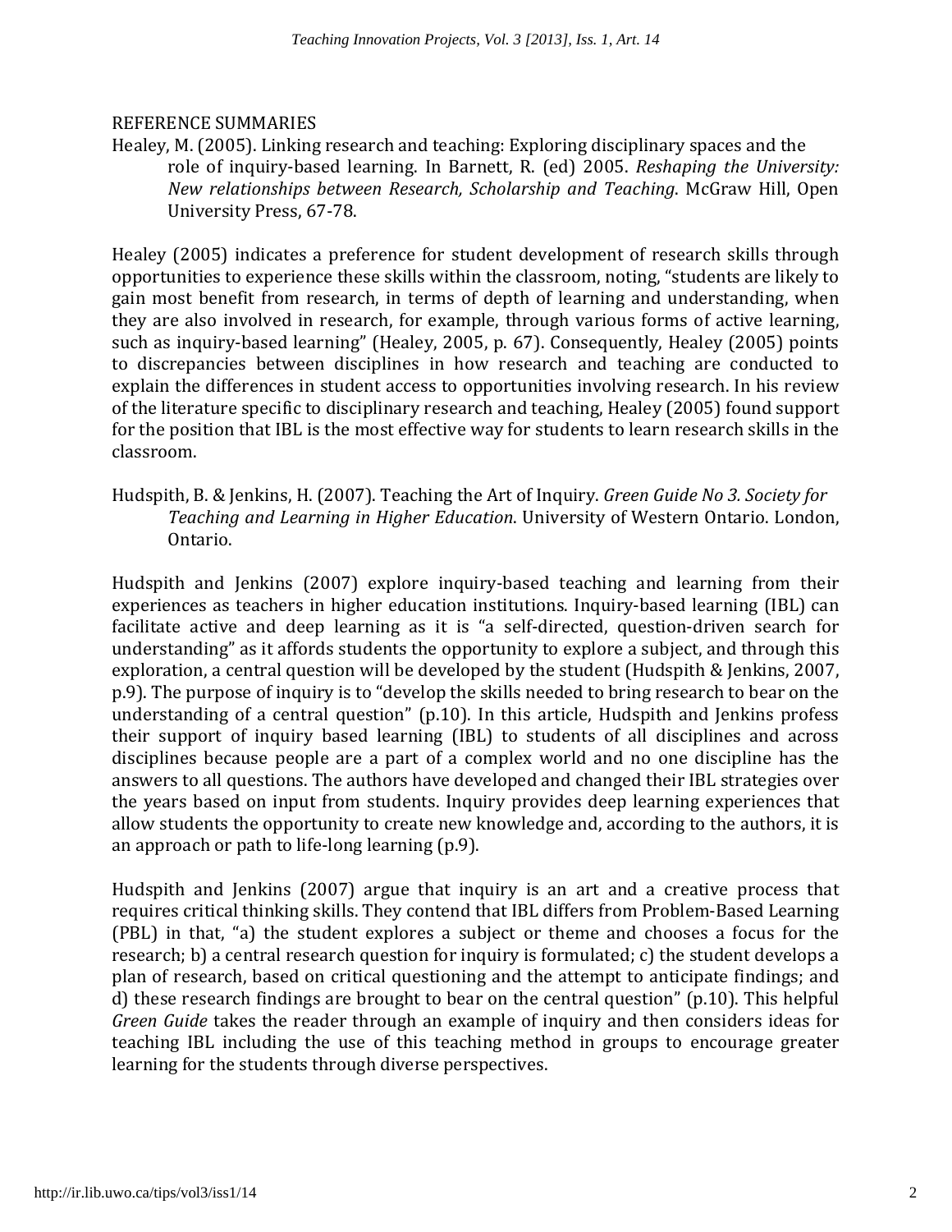REFERENCE SUMMARIES

Healey, M. (2005). Linking research and teaching: Exploring disciplinary spaces and the role of inquiry-based learning. In Barnett, R. (ed) 2005. *Reshaping the University: New relationships between Research, Scholarship and Teaching*. McGraw Hill, Open University Press, 67-78.

Healey (2005) indicates a preference for student development of research skills through opportunities to experience these skills within the classroom, noting, "students are likely to gain most benefit from research, in terms of depth of learning and understanding, when they are also involved in research, for example, through various forms of active learning, such as inquiry-based learning" (Healey, 2005, p. 67). Consequently, Healey (2005) points to discrepancies between disciplines in how research and teaching are conducted to explain the differences in student access to opportunities involving research. In his review of the literature specific to disciplinary research and teaching, Healey (2005) found support for the position that IBL is the most effective way for students to learn research skills in the classroom.

Hudspith, B. & Jenkins, H. (2007). Teaching the Art of Inquiry. *Green Guide No 3. Society for Teaching and Learning in Higher Education*. University of Western Ontario. London, Ontario.

Hudspith and Jenkins (2007) explore inquiry-based teaching and learning from their experiences as teachers in higher education institutions. Inquiry-based learning (IBL) can facilitate active and deep learning as it is "a self-directed, question-driven search for understanding" as it affords students the opportunity to explore a subject, and through this exploration, a central question will be developed by the student (Hudspith & Jenkins, 2007, p.9). The purpose of inquiry is to "develop the skills needed to bring research to bear on the understanding of a central question" (p.10). In this article, Hudspith and Jenkins profess their support of inquiry based learning (IBL) to students of all disciplines and across disciplines because people are a part of a complex world and no one discipline has the answers to all questions. The authors have developed and changed their IBL strategies over the years based on input from students. Inquiry provides deep learning experiences that allow students the opportunity to create new knowledge and, according to the authors, it is an approach or path to life-long learning (p.9).

Hudspith and Jenkins (2007) argue that inquiry is an art and a creative process that requires critical thinking skills. They contend that IBL differs from Problem-Based Learning (PBL) in that, "a) the student explores a subject or theme and chooses a focus for the research; b) a central research question for inquiry is formulated; c) the student develops a plan of research, based on critical questioning and the attempt to anticipate findings; and d) these research findings are brought to bear on the central question" (p.10). This helpful *Green Guide* takes the reader through an example of inquiry and then considers ideas for teaching IBL including the use of this teaching method in groups to encourage greater learning for the students through diverse perspectives.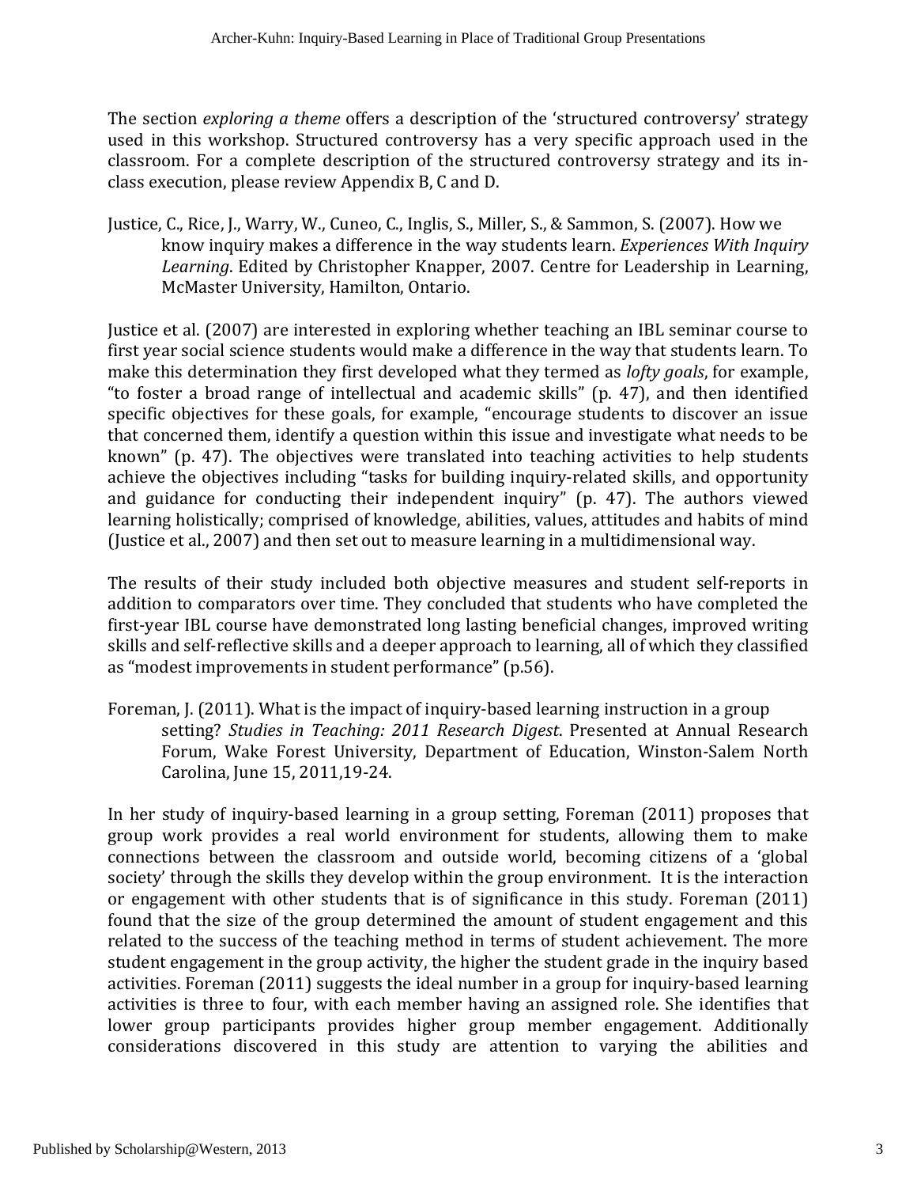The section *exploring a theme* offers a description of the 'structured controversy' strategy used in this workshop. Structured controversy has a very specific approach used in the classroom. For a complete description of the structured controversy strategy and its in-class execution, please review Appendix B, C and D.

Justice, C., Rice, J., Warry, W., Cuneo, C., Inglis, S., Miller, S., & Sammon, S. (2007). How we know inquiry makes a difference in the way students learn. *Experiences With Inquiry Learning*. Edited by Christopher Knapper, 2007. Centre for Leadership in Learning, McMaster University, Hamilton, Ontario.

Justice et al. (2007) are interested in exploring whether teaching an IBL seminar course to first year social science students would make a difference in the way that students learn. To make this determination they first developed what they termed as *lofty goals*, for example, "to foster a broad range of intellectual and academic skills" (p. 47), and then identified specific objectives for these goals, for example, "encourage students to discover an issue that concerned them, identify a question within this issue and investigate what needs to be known" (p. 47). The objectives were translated into teaching activities to help students achieve the objectives including "tasks for building inquiry-related skills, and opportunity and guidance for conducting their independent inquiry" (p. 47). The authors viewed learning holistically; comprised of knowledge, abilities, values, attitudes and habits of mind (Justice et al., 2007) and then set out to measure learning in a multidimensional way.

The results of their study included both objective measures and student self-reports in addition to comparators over time. They concluded that students who have completed the first-year IBL course have demonstrated long lasting beneficial changes, improved writing skills and self-reflective skills and a deeper approach to learning, all of which they classified as "modest improvements in student performance" (p.56).

Foreman, J. (2011). What is the impact of inquiry-based learning instruction in a group setting? *Studies in Teaching: 2011 Research Digest*. Presented at Annual Research Forum, Wake Forest University, Department of Education, Winston-Salem North Carolina, June 15, 2011,19-24.

In her study of inquiry-based learning in a group setting, Foreman (2011) proposes that group work provides a real world environment for students, allowing them to make connections between the classroom and outside world, becoming citizens of a 'global society' through the skills they develop within the group environment. It is the interaction or engagement with other students that is of significance in this study. Foreman (2011) found that the size of the group determined the amount of student engagement and this related to the success of the teaching method in terms of student achievement. The more student engagement in the group activity, the higher the student grade in the inquiry based activities. Foreman (2011) suggests the ideal number in a group for inquiry-based learning activities is three to four, with each member having an assigned role. She identifies that lower group participants provides higher group member engagement. Additionally considerations discovered in this study are attention to varying the abilities and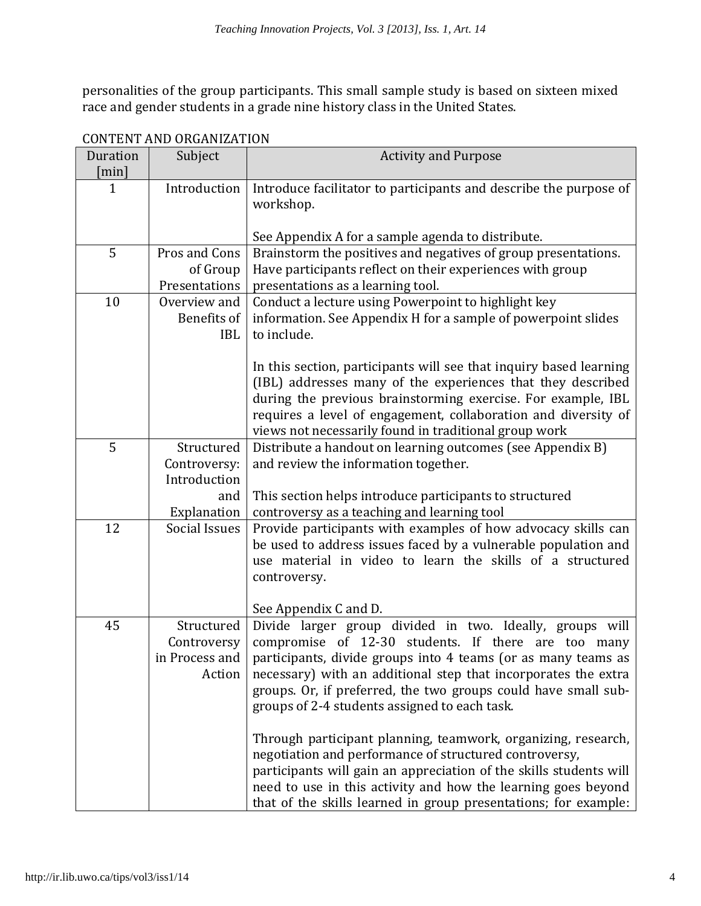personalities of the group participants. This small sample study is based on sixteen mixed race and gender students in a grade nine history class in the United States.

CONTENT AND ORGANIZATION

| Duration [min] | Subject | Activity and Purpose |
|---|---|---|
| 1 | Introduction | Introduce facilitator to participants and describe the purpose of workshop.<br><br>See Appendix A for a sample agenda to distribute. |
| 5 | Pros and Cons of Group Presentations | Brainstorm the positives and negatives of group presentations. Have participants reflect on their experiences with group presentations as a learning tool. |
| 10 | Overview and Benefits of IBL | Conduct a lecture using Powerpoint to highlight key information. See Appendix H for a sample of powerpoint slides to include.<br><br>In this section, participants will see that inquiry based learning (IBL) addresses many of the experiences that they described during the previous brainstorming exercise. For example, IBL requires a level of engagement, collaboration and diversity of views not necessarily found in traditional group work |
| 5 | Structured Controversy: Introduction and Explanation | Distribute a handout on learning outcomes (see Appendix B) and review the information together.<br><br>This section helps introduce participants to structured controversy as a teaching and learning tool |
| 12 | Social Issues | Provide participants with examples of how advocacy skills can be used to address issues faced by a vulnerable population and use material in video to learn the skills of a structured controversy.<br><br>See Appendix C and D. |
| 45 | Structured Controversy in Process and Action | Divide larger group divided in two. Ideally, groups will compromise of 12-30 students. If there are too many participants, divide groups into 4 teams (or as many teams as necessary) with an additional step that incorporates the extra groups. Or, if preferred, the two groups could have small sub-groups of 2-4 students assigned to each task.<br><br>Through participant planning, teamwork, organizing, research, negotiation and performance of structured controversy, participants will gain an appreciation of the skills students will need to use in this activity and how the learning goes beyond that of the skills learned in group presentations; for example: |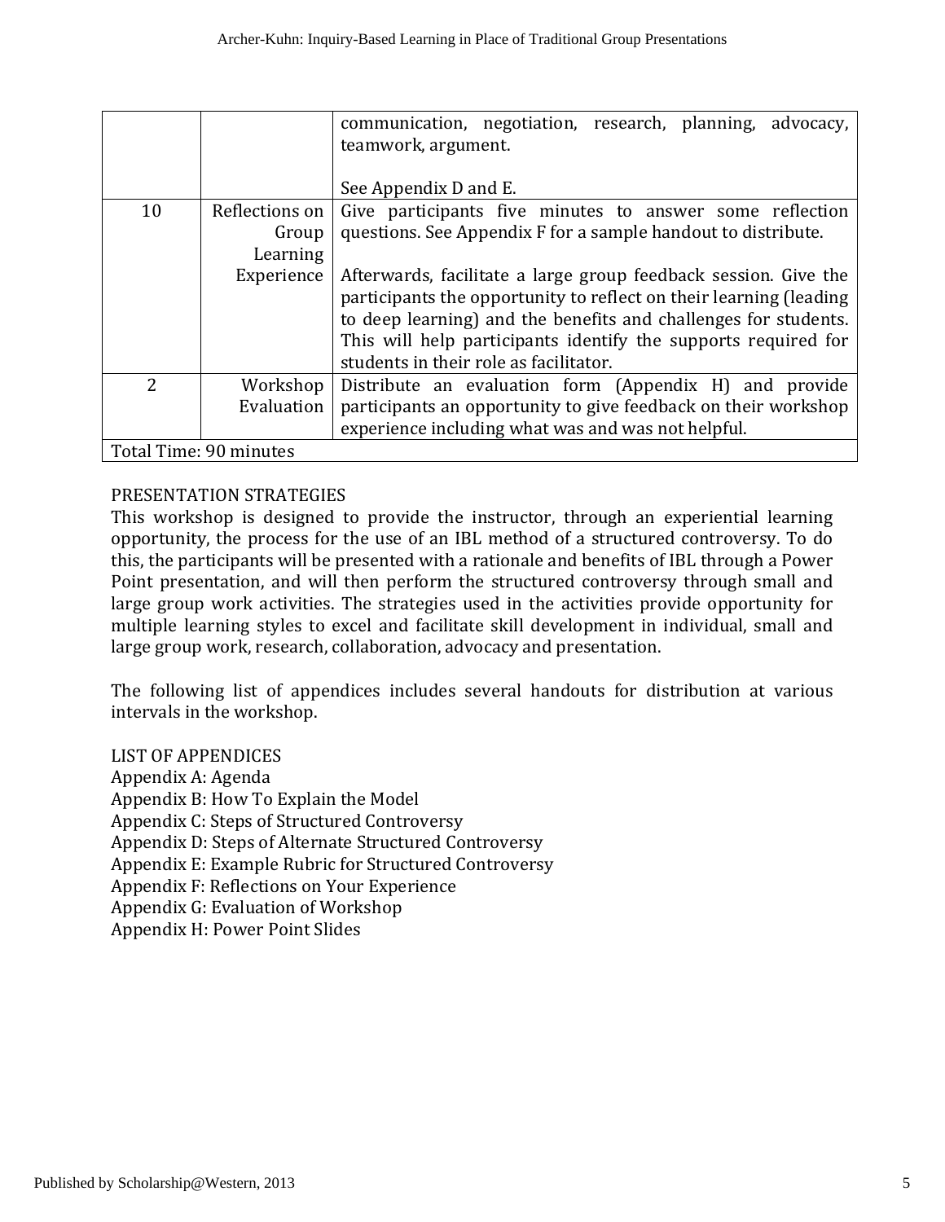| | | communication, negotiation, research, planning, advocacy, teamwork, argument.<br><br>See Appendix D and E. |
|---|---|---|
| 10 | Reflections on Group Learning Experience | Give participants five minutes to answer some reflection questions. See Appendix F for a sample handout to distribute.<br><br>Afterwards, facilitate a large group feedback session. Give the participants the opportunity to reflect on their learning (leading to deep learning) and the benefits and challenges for students. This will help participants identify the supports required for students in their role as facilitator. |
| 2 | Workshop Evaluation | Distribute an evaluation form (Appendix H) and provide participants an opportunity to give feedback on their workshop experience including what was and was not helpful. |
| Total Time: 90 minutes | | |

PRESENTATION STRATEGIES

This workshop is designed to provide the instructor, through an experiential learning opportunity, the process for the use of an IBL method of a structured controversy. To do this, the participants will be presented with a rationale and benefits of IBL through a Power Point presentation, and will then perform the structured controversy through small and large group work activities. The strategies used in the activities provide opportunity for multiple learning styles to excel and facilitate skill development in individual, small and large group work, research, collaboration, advocacy and presentation.

The following list of appendices includes several handouts for distribution at various intervals in the workshop.

LIST OF APPENDICES

Appendix A: Agenda
Appendix B: How To Explain the Model
Appendix C: Steps of Structured Controversy
Appendix D: Steps of Alternate Structured Controversy
Appendix E: Example Rubric for Structured Controversy
Appendix F: Reflections on Your Experience
Appendix G: Evaluation of Workshop
Appendix H: Power Point Slides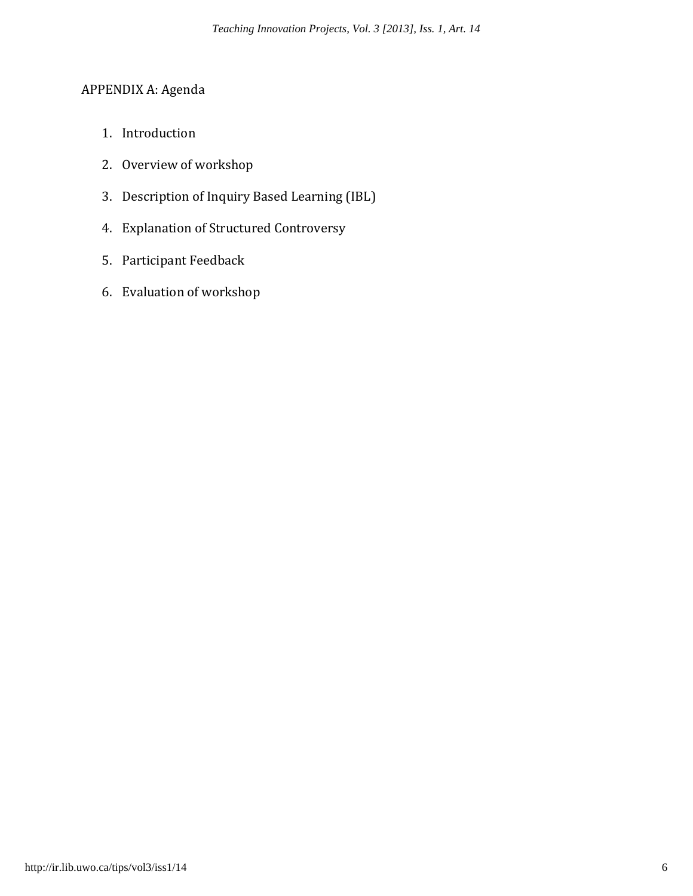## APPENDIX A: Agenda

1. Introduction
2. Overview of workshop
3. Description of Inquiry Based Learning (IBL)
4. Explanation of Structured Controversy
5. Participant Feedback
6. Evaluation of workshop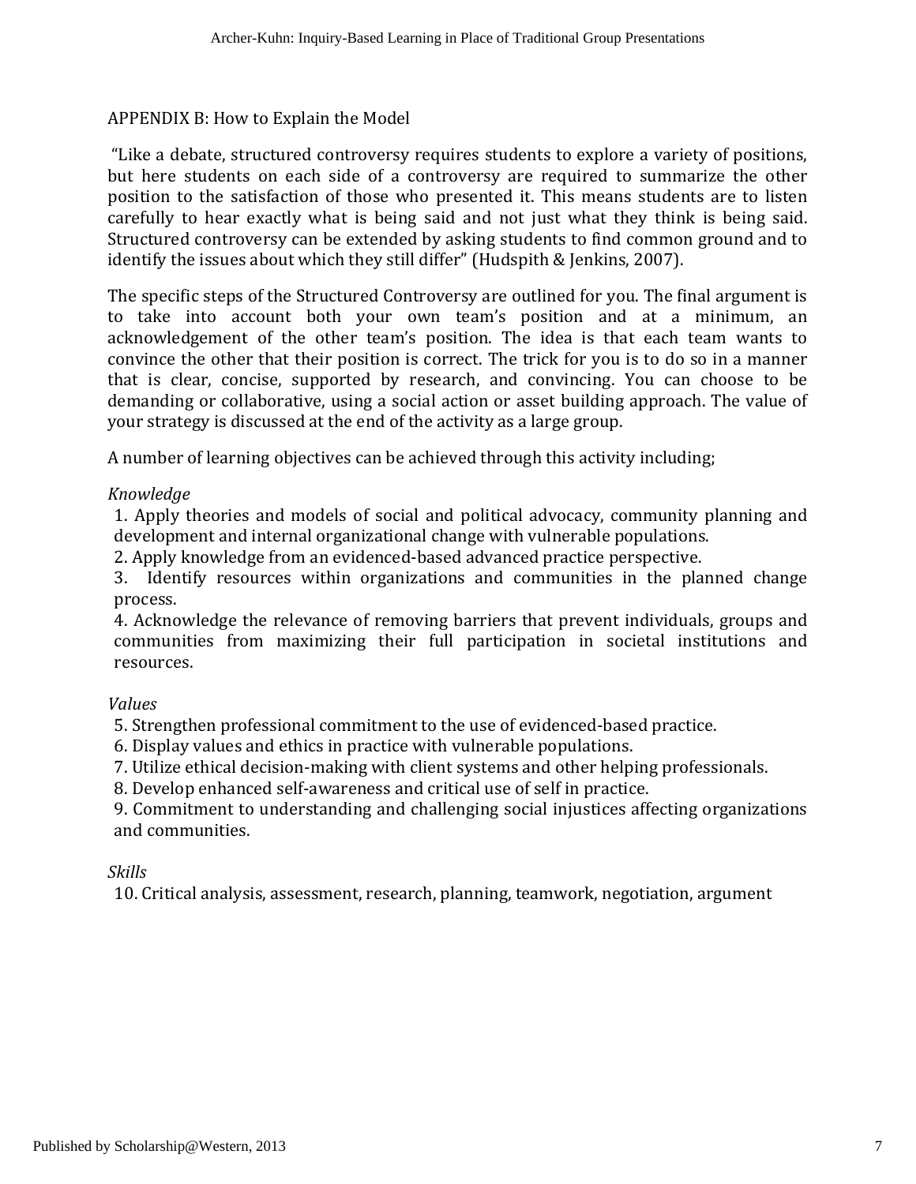## APPENDIX B: How to Explain the Model

"Like a debate, structured controversy requires students to explore a variety of positions, but here students on each side of a controversy are required to summarize the other position to the satisfaction of those who presented it. This means students are to listen carefully to hear exactly what is being said and not just what they think is being said. Structured controversy can be extended by asking students to find common ground and to identify the issues about which they still differ" (Hudspith & Jenkins, 2007).

The specific steps of the Structured Controversy are outlined for you. The final argument is to take into account both your own team's position and at a minimum, an acknowledgement of the other team's position. The idea is that each team wants to convince the other that their position is correct. The trick for you is to do so in a manner that is clear, concise, supported by research, and convincing. You can choose to be demanding or collaborative, using a social action or asset building approach. The value of your strategy is discussed at the end of the activity as a large group.

A number of learning objectives can be achieved through this activity including;

*Knowledge*

1. Apply theories and models of social and political advocacy, community planning and development and internal organizational change with vulnerable populations.
2. Apply knowledge from an evidenced-based advanced practice perspective.
3. Identify resources within organizations and communities in the planned change process.
4. Acknowledge the relevance of removing barriers that prevent individuals, groups and communities from maximizing their full participation in societal institutions and resources.

*Values*

5. Strengthen professional commitment to the use of evidenced-based practice.
6. Display values and ethics in practice with vulnerable populations.
7. Utilize ethical decision-making with client systems and other helping professionals.
8. Develop enhanced self-awareness and critical use of self in practice.
9. Commitment to understanding and challenging social injustices affecting organizations and communities.

*Skills*

10. Critical analysis, assessment, research, planning, teamwork, negotiation, argument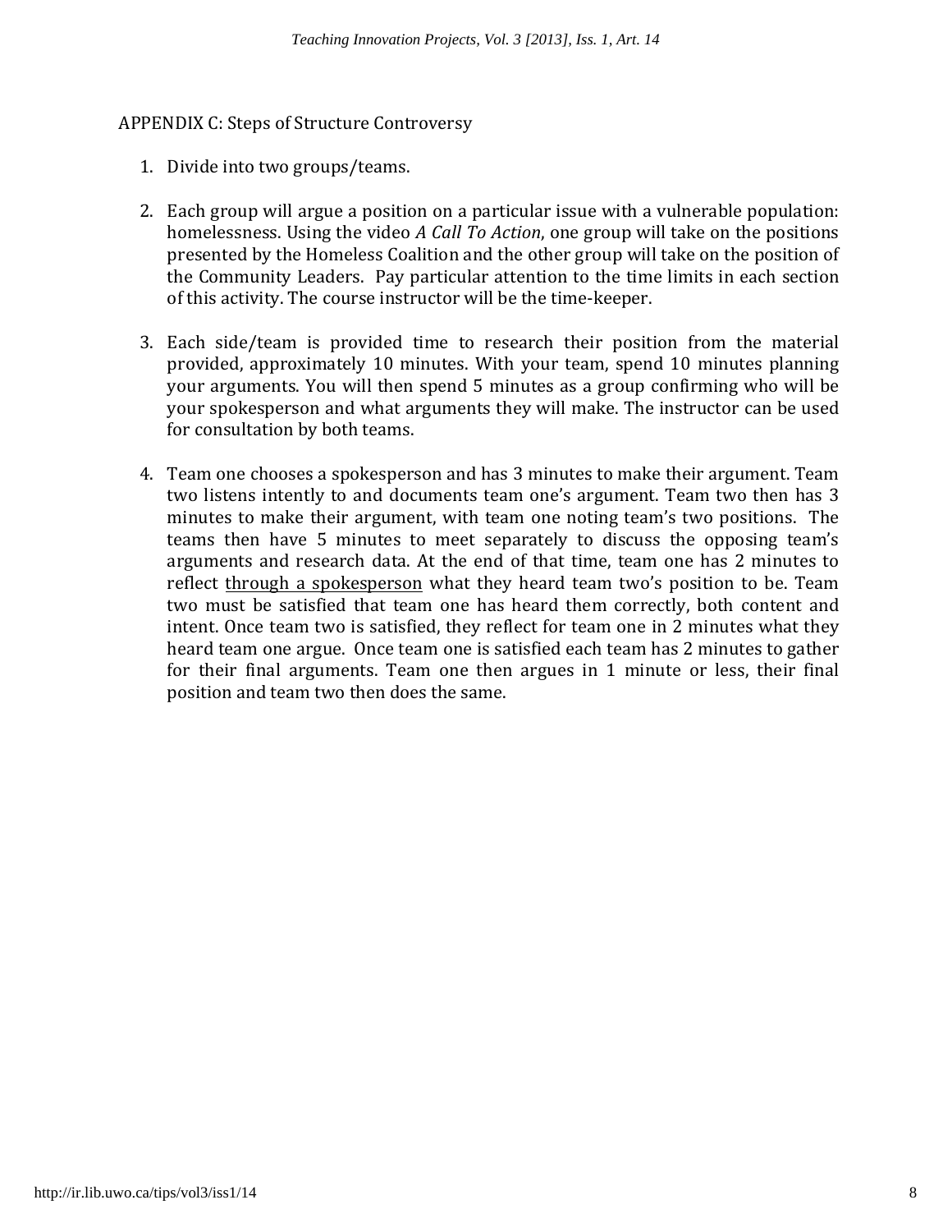APPENDIX C: Steps of Structure Controversy

1. Divide into two groups/teams.

2. Each group will argue a position on a particular issue with a vulnerable population: homelessness. Using the video *A Call To Action*, one group will take on the positions presented by the Homeless Coalition and the other group will take on the position of the Community Leaders. Pay particular attention to the time limits in each section of this activity. The course instructor will be the time-keeper.

3. Each side/team is provided time to research their position from the material provided, approximately 10 minutes. With your team, spend 10 minutes planning your arguments. You will then spend 5 minutes as a group confirming who will be your spokesperson and what arguments they will make. The instructor can be used for consultation by both teams.

4. Team one chooses a spokesperson and has 3 minutes to make their argument. Team two listens intently to and documents team one's argument. Team two then has 3 minutes to make their argument, with team one noting team's two positions. The teams then have 5 minutes to meet separately to discuss the opposing team's arguments and research data. At the end of that time, team one has 2 minutes to reflect <u>through a spokesperson</u> what they heard team two's position to be. Team two must be satisfied that team one has heard them correctly, both content and intent. Once team two is satisfied, they reflect for team one in 2 minutes what they heard team one argue. Once team one is satisfied each team has 2 minutes to gather for their final arguments. Team one then argues in 1 minute or less, their final position and team two then does the same.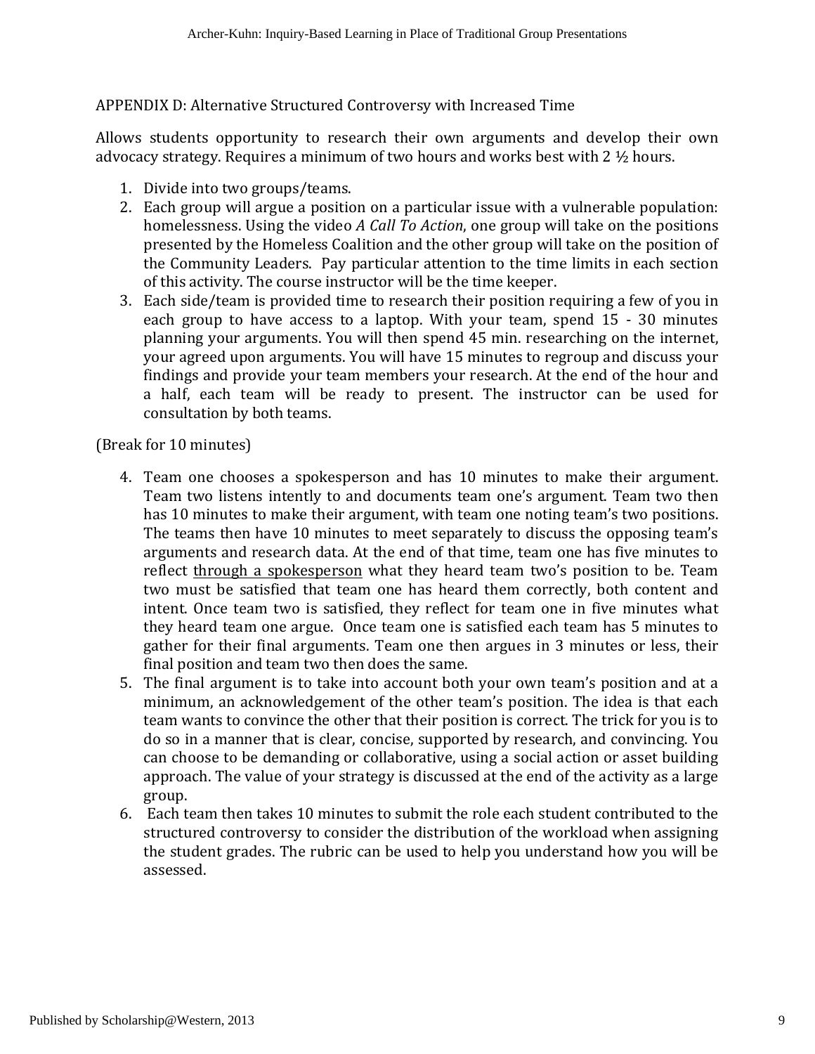## APPENDIX D: Alternative Structured Controversy with Increased Time

Allows students opportunity to research their own arguments and develop their own advocacy strategy. Requires a minimum of two hours and works best with 2 ½ hours.

1. Divide into two groups/teams.
2. Each group will argue a position on a particular issue with a vulnerable population: homelessness. Using the video *A Call To Action*, one group will take on the positions presented by the Homeless Coalition and the other group will take on the position of the Community Leaders. Pay particular attention to the time limits in each section of this activity. The course instructor will be the time keeper.
3. Each side/team is provided time to research their position requiring a few of you in each group to have access to a laptop. With your team, spend 15 - 30 minutes planning your arguments. You will then spend 45 min. researching on the internet, your agreed upon arguments. You will have 15 minutes to regroup and discuss your findings and provide your team members your research. At the end of the hour and a half, each team will be ready to present. The instructor can be used for consultation by both teams.

(Break for 10 minutes)

4. Team one chooses a spokesperson and has 10 minutes to make their argument. Team two listens intently to and documents team one's argument. Team two then has 10 minutes to make their argument, with team one noting team's two positions. The teams then have 10 minutes to meet separately to discuss the opposing team's arguments and research data. At the end of that time, team one has five minutes to reflect <u>through a spokesperson</u> what they heard team two's position to be. Team two must be satisfied that team one has heard them correctly, both content and intent. Once team two is satisfied, they reflect for team one in five minutes what they heard team one argue. Once team one is satisfied each team has 5 minutes to gather for their final arguments. Team one then argues in 3 minutes or less, their final position and team two then does the same.
5. The final argument is to take into account both your own team's position and at a minimum, an acknowledgement of the other team's position. The idea is that each team wants to convince the other that their position is correct. The trick for you is to do so in a manner that is clear, concise, supported by research, and convincing. You can choose to be demanding or collaborative, using a social action or asset building approach. The value of your strategy is discussed at the end of the activity as a large group.
6. Each team then takes 10 minutes to submit the role each student contributed to the structured controversy to consider the distribution of the workload when assigning the student grades. The rubric can be used to help you understand how you will be assessed.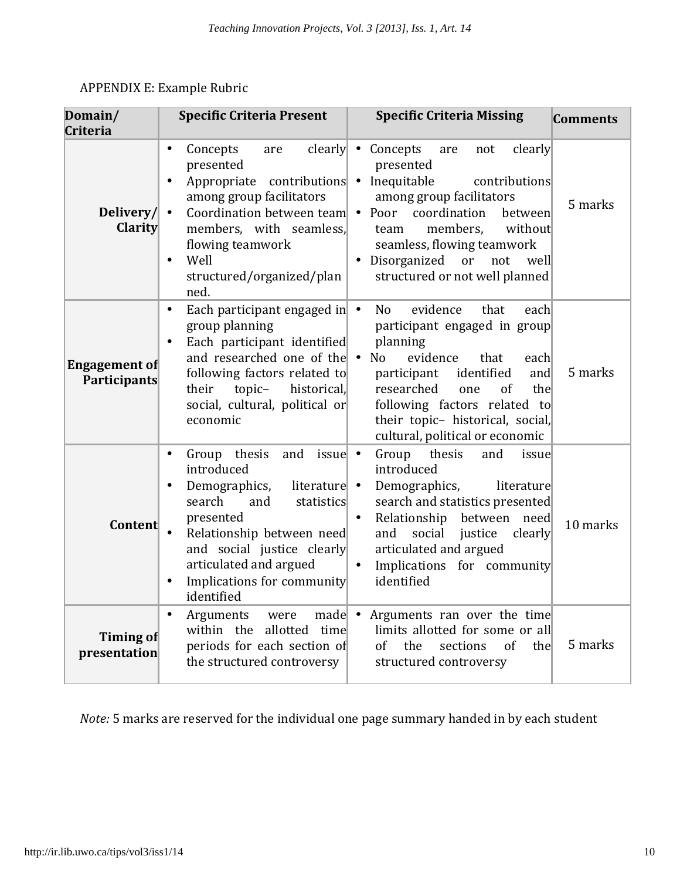APPENDIX E: Example Rubric

| Domain/ Criteria | Specific Criteria Present | Specific Criteria Missing | Comments |
|---|---|---|---|
| **Delivery/ Clarity** | • Concepts are clearly presented<br>• Appropriate contributions among group facilitators<br>• Coordination between team members, with seamless, flowing teamwork<br>• Well structured/organized/planned. | • Concepts are not clearly presented<br>• Inequitable contributions among group facilitators<br>• Poor coordination between team members, without seamless, flowing teamwork<br>• Disorganized or not well structured or not well planned | 5 marks |
| **Engagement of Participants** | • Each participant engaged in group planning<br>• Each participant identified and researched one of the following factors related to their topic– historical, social, cultural, political or economic | • No evidence that each participant engaged in group planning<br>• No evidence that each participant identified and researched one of the following factors related to their topic– historical, social, cultural, political or economic | 5 marks |
| **Content** | • Group thesis and issue introduced<br>• Demographics, literature search and statistics presented<br>• Relationship between need and social justice clearly articulated and argued<br>• Implications for community identified | • Group thesis and issue introduced<br>• Demographics, literature search and statistics presented<br>• Relationship between need and social justice clearly articulated and argued<br>• Implications for community identified | 10 marks |
| **Timing of presentation** | • Arguments were made within the allotted time periods for each section of the structured controversy | • Arguments ran over the time limits allotted for some or all of the sections of the structured controversy | 5 marks |

*Note:* 5 marks are reserved for the individual one page summary handed in by each student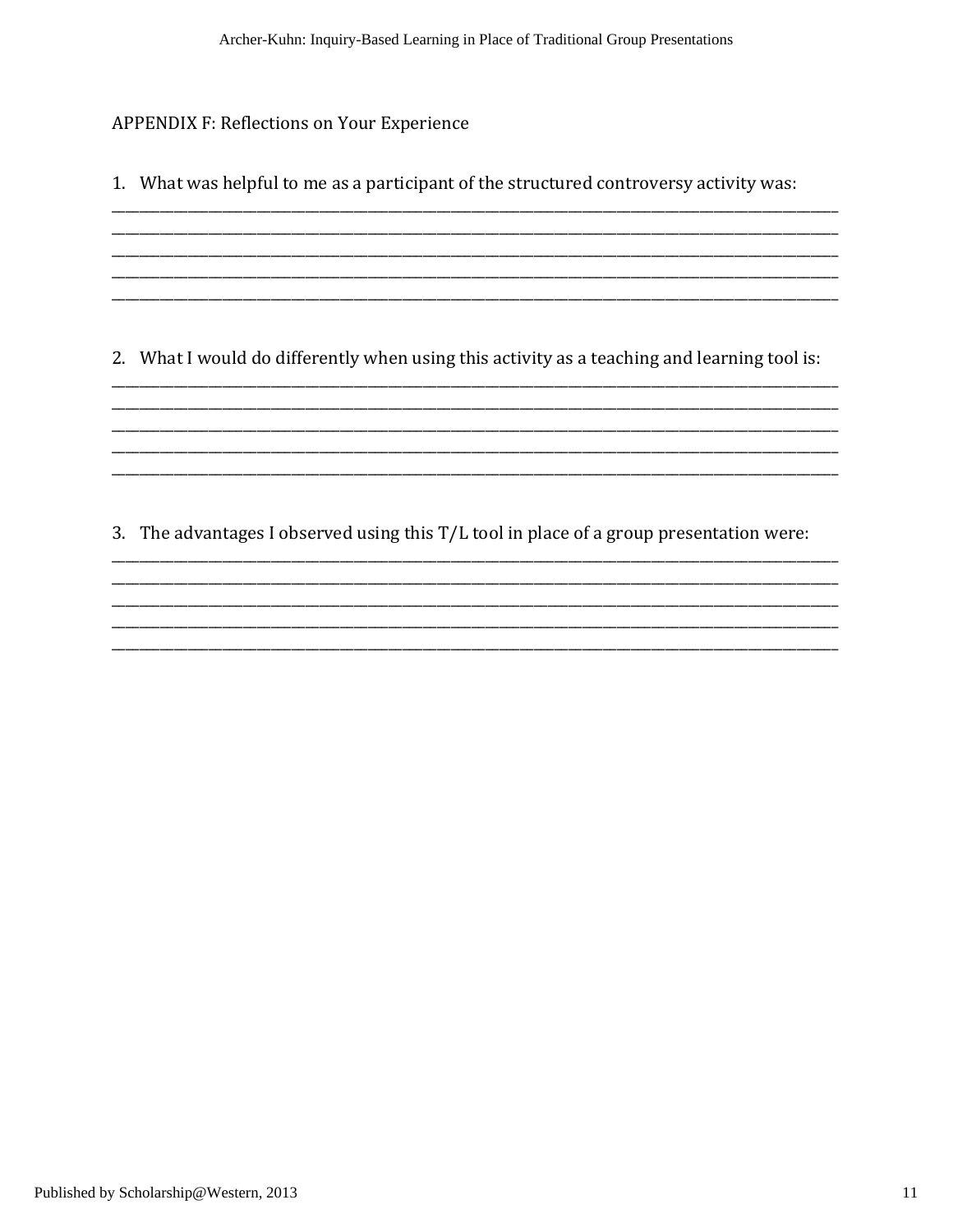## APPENDIX F: Reflections on Your Experience

1. What was helpful to me as a participant of the structured controversy activity was:
______________________________________________________________________________
______________________________________________________________________________
______________________________________________________________________________
______________________________________________________________________________
______________________________________________________________________________

2. What I would do differently when using this activity as a teaching and learning tool is:
______________________________________________________________________________
______________________________________________________________________________
______________________________________________________________________________
______________________________________________________________________________
______________________________________________________________________________

3. The advantages I observed using this T/L tool in place of a group presentation were:
______________________________________________________________________________
______________________________________________________________________________
______________________________________________________________________________
______________________________________________________________________________
______________________________________________________________________________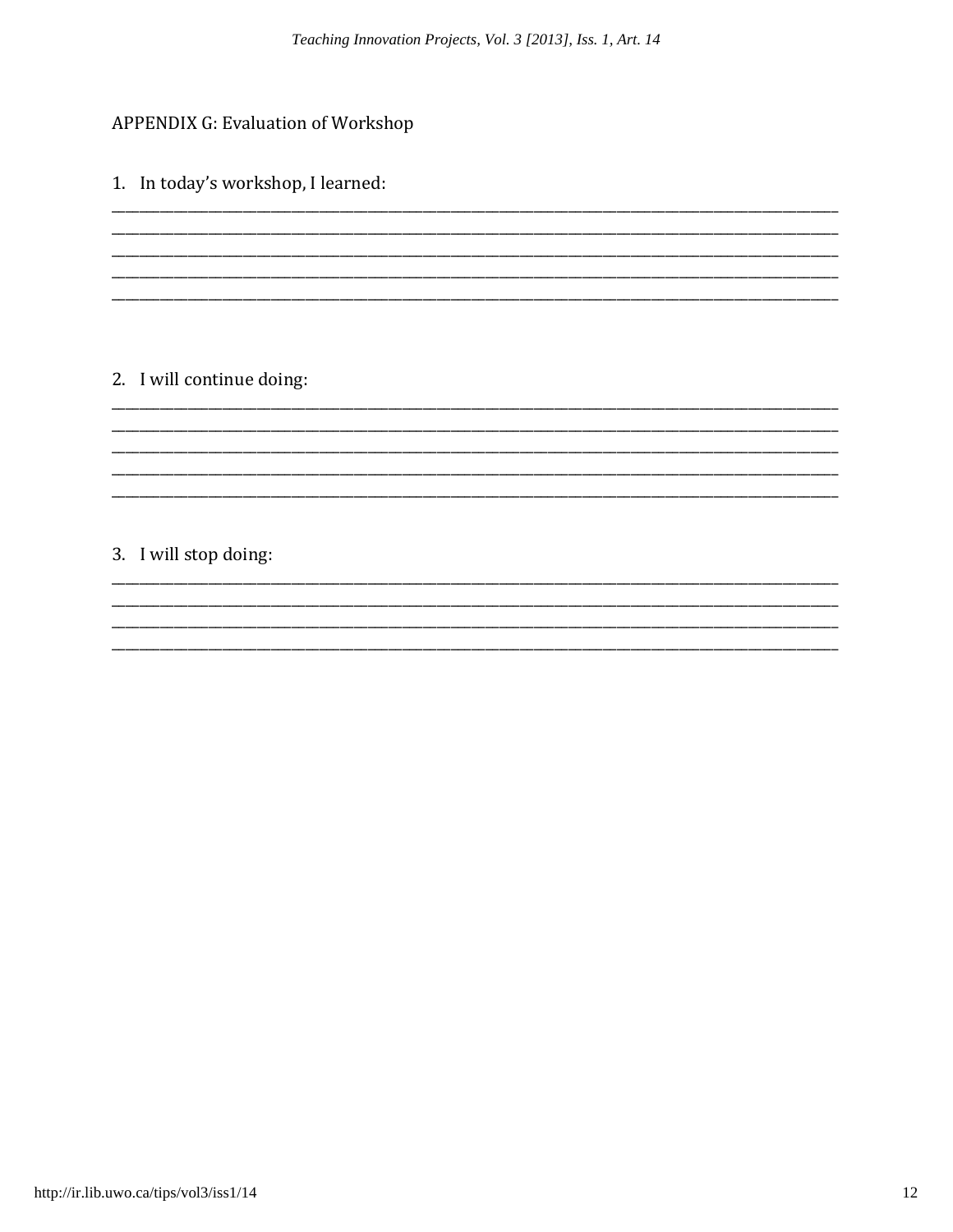APPENDIX G: Evaluation of Workshop

1. In today's workshop, I learned:

______________________________________________________________________________
______________________________________________________________________________
______________________________________________________________________________
______________________________________________________________________________
______________________________________________________________________________

2. I will continue doing:

______________________________________________________________________________
______________________________________________________________________________
______________________________________________________________________________
______________________________________________________________________________
______________________________________________________________________________

3. I will stop doing:

______________________________________________________________________________
______________________________________________________________________________
______________________________________________________________________________
______________________________________________________________________________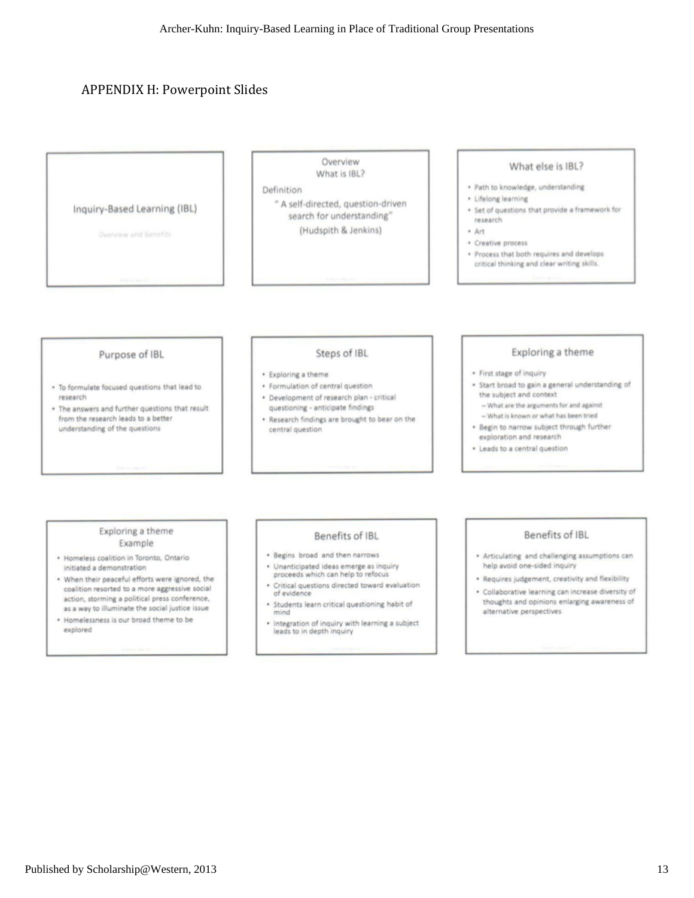## APPENDIX H: Powerpoint Slides

### Inquiry-Based Learning (IBL)

Overview and Benefits

### Overview
### What is IBL?

Definition

" A self-directed, question-driven search for understanding"

(Hudspith & Jenkins)

### What else is IBL?

- Path to knowledge, understanding
- Lifelong learning
- Set of questions that provide a framework for research
- Art
- Creative process
- Process that both requires and develops critical thinking and clear writing skills.

### Purpose of IBL

- To formulate focused questions that lead to research
- The answers and further questions that result from the research leads to a better understanding of the questions

### Steps of IBL

- Exploring a theme
- Formulation of central question
- Development of research plan - critical questioning - anticipate findings
- Research findings are brought to bear on the central question

### Exploring a theme

- First stage of inquiry
- Start broad to gain a general understanding of the subject and context
  - What are the arguments for and against
  - What is known or what has been tried
- Begin to narrow subject through further exploration and research
- Leads to a central question

### Exploring a theme
### Example

- Homeless coalition in Toronto, Ontario initiated a demonstration
- When their peaceful efforts were ignored, the coalition resorted to a more aggressive social action, storming a political press conference, as a way to illuminate the social justice issue
- Homelessness is our broad theme to be explored

### Benefits of IBL

- Begins broad and then narrows
- Unanticipated ideas emerge as inquiry proceeds which can help to refocus
- Critical questions directed toward evaluation of evidence
- Students learn critical questioning habit of mind
- Integration of inquiry with learning a subject leads to in depth inquiry

### Benefits of IBL

- Articulating and challenging assumptions can help avoid one-sided inquiry
- Requires judgement, creativity and flexibility
- Collaborative learning can increase diversity of thoughts and opinions enlarging awareness of alternative perspectives